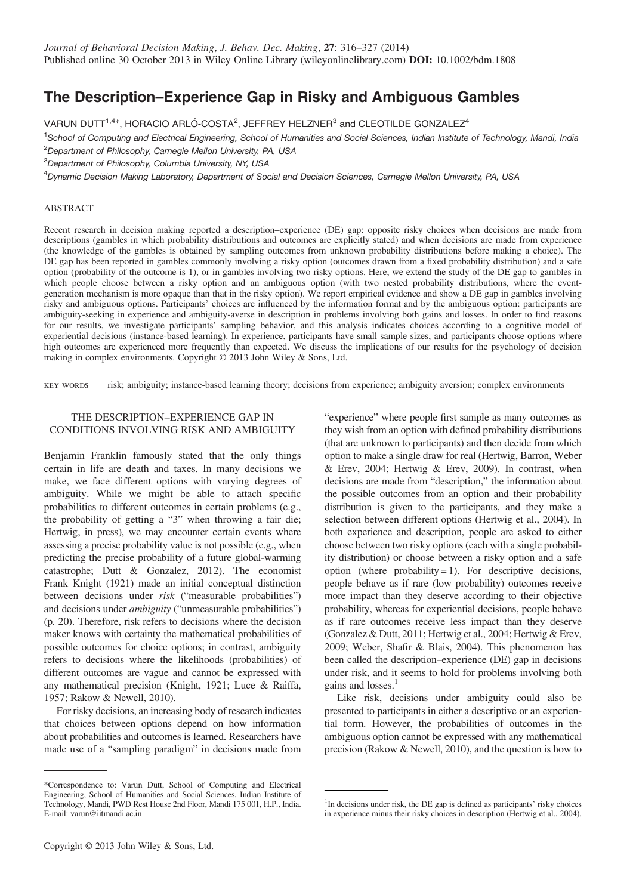Journal of Behavioral Decision Making, J. Behav. Dec. Making, 27: 316–327 (2014)
Published online 30 October 2013 in Wiley Online Library (wileyonlinelibrary.com) **DOI:** 10.1002/bdm.1808

# The Description–Experience Gap in Risky and Ambiguous Gambles

VARUN DUTT[1,4]*, HORACIO ARLÓ-COSTA[2], JEFFREY HELZNER[3] and CLEOTILDE GONZALEZ[4]

[1] *School of Computing and Electrical Engineering, School of Humanities and Social Sciences, Indian Institute of Technology, Mandi, India*
[2] *Department of Philosophy, Carnegie Mellon University, PA, USA*
[3] *Department of Philosophy, Columbia University, NY, USA*
[4] *Dynamic Decision Making Laboratory, Department of Social and Decision Sciences, Carnegie Mellon University, PA, USA*

## ABSTRACT

Recent research in decision making reported a description–experience (DE) gap: opposite risky choices when decisions are made from descriptions (gambles in which probability distributions and outcomes are explicitly stated) and when decisions are made from experience (the knowledge of the gambles is obtained by sampling outcomes from unknown probability distributions before making a choice). The DE gap has been reported in gambles commonly involving a risky option (outcomes drawn from a fixed probability distribution) and a safe option (probability of the outcome is 1), or in gambles involving two risky options. Here, we extend the study of the DE gap to gambles in which people choose between a risky option and an ambiguous option (with two nested probability distributions, where the event-generation mechanism is more opaque than that in the risky option). We report empirical evidence and show a DE gap in gambles involving risky and ambiguous options. Participants' choices are influenced by the information format and by the ambiguous option: participants are ambiguity-seeking in experience and ambiguity-averse in description in problems involving both gains and losses. In order to find reasons for our results, we investigate participants' sampling behavior, and this analysis indicates choices according to a cognitive model of experiential decisions (instance-based learning). In experience, participants have small sample sizes, and participants choose options where high outcomes are experienced more frequently than expected. We discuss the implications of our results for the psychology of decision making in complex environments. Copyright © 2013 John Wiley & Sons, Ltd.

KEY WORDS risk; ambiguity; instance-based learning theory; decisions from experience; ambiguity aversion; complex environments

## THE DESCRIPTION–EXPERIENCE GAP IN CONDITIONS INVOLVING RISK AND AMBIGUITY

Benjamin Franklin famously stated that the only things certain in life are death and taxes. In many decisions we make, we face different options with varying degrees of ambiguity. While we might be able to attach specific probabilities to different outcomes in certain problems (e.g., the probability of getting a "3" when throwing a fair die; Hertwig, in press), we may encounter certain events where assessing a precise probability value is not possible (e.g., when predicting the precise probability of a future global-warming catastrophe; Dutt & Gonzalez, 2012). The economist Frank Knight (1921) made an initial conceptual distinction between decisions under *risk* ("measurable probabilities") and decisions under *ambiguity* ("unmeasurable probabilities") (p. 20). Therefore, risk refers to decisions where the decision maker knows with certainty the mathematical probabilities of possible outcomes for choice options; in contrast, ambiguity refers to decisions where the likelihoods (probabilities) of different outcomes are vague and cannot be expressed with any mathematical precision (Knight, 1921; Luce & Raiffa, 1957; Rakow & Newell, 2010).

For risky decisions, an increasing body of research indicates that choices between options depend on how information about probabilities and outcomes is learned. Researchers have made use of a "sampling paradigm" in decisions made from "experience" where people first sample as many outcomes as they wish from an option with defined probability distributions (that are unknown to participants) and then decide from which option to make a single draw for real (Hertwig, Barron, Weber & Erev, 2004; Hertwig & Erev, 2009). In contrast, when decisions are made from "description," the information about the possible outcomes from an option and their probability distribution is given to the participants, and they make a selection between different options (Hertwig et al., 2004). In both experience and description, people are asked to either choose between two risky options (each with a single probability distribution) or choose between a risky option and a safe option (where probability = 1). For descriptive decisions, people behave as if rare (low probability) outcomes receive more impact than they deserve according to their objective probability, whereas for experiential decisions, people behave as if rare outcomes receive less impact than they deserve (Gonzalez & Dutt, 2011; Hertwig et al., 2004; Hertwig & Erev, 2009; Weber, Shafir & Blais, 2004). This phenomenon has been called the description–experience (DE) gap in decisions under risk, and it seems to hold for problems involving both gains and losses.[1]

Like risk, decisions under ambiguity could also be presented to participants in either a descriptive or an experiential form. However, the probabilities of outcomes in the ambiguous option cannot be expressed with any mathematical precision (Rakow & Newell, 2010), and the question is how to

---

*Correspondence to: Varun Dutt, School of Computing and Electrical Engineering, School of Humanities and Social Sciences, Indian Institute of Technology, Mandi, PWD Rest House 2nd Floor, Mandi 175 001, H.P., India. E-mail: varun@iitmandi.ac.in

[1] In decisions under risk, the DE gap is defined as participants' risky choices in experience minus their risky choices in description (Hertwig et al., 2004).

Copyright © 2013 John Wiley & Sons, Ltd.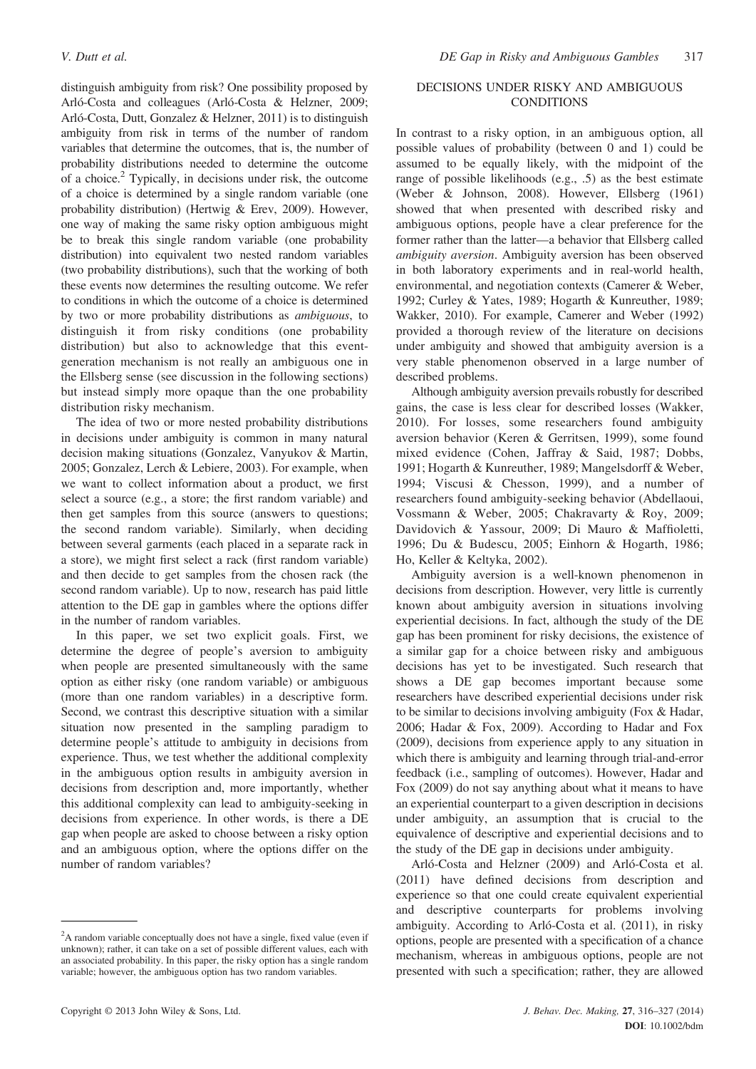distinguish ambiguity from risk? One possibility proposed by Arló-Costa and colleagues (Arló-Costa & Helzner, 2009; Arló-Costa, Dutt, Gonzalez & Helzner, 2011) is to distinguish ambiguity from risk in terms of the number of random variables that determine the outcomes, that is, the number of probability distributions needed to determine the outcome of a choice.[2] Typically, in decisions under risk, the outcome of a choice is determined by a single random variable (one probability distribution) (Hertwig & Erev, 2009). However, one way of making the same risky option ambiguous might be to break this single random variable (one probability distribution) into equivalent two nested random variables (two probability distributions), such that the working of both these events now determines the resulting outcome. We refer to conditions in which the outcome of a choice is determined by two or more probability distributions as *ambiguous*, to distinguish it from risky conditions (one probability distribution) but also to acknowledge that this event-generation mechanism is not really an ambiguous one in the Ellsberg sense (see discussion in the following sections) but instead simply more opaque than the one probability distribution risky mechanism.

The idea of two or more nested probability distributions in decisions under ambiguity is common in many natural decision making situations (Gonzalez, Vanyukov & Martin, 2005; Gonzalez, Lerch & Lebiere, 2003). For example, when we want to collect information about a product, we first select a source (e.g., a store; the first random variable) and then get samples from this source (answers to questions; the second random variable). Similarly, when deciding between several garments (each placed in a separate rack in a store), we might first select a rack (first random variable) and then decide to get samples from the chosen rack (the second random variable). Up to now, research has paid little attention to the DE gap in gambles where the options differ in the number of random variables.

In this paper, we set two explicit goals. First, we determine the degree of people's aversion to ambiguity when people are presented simultaneously with the same option as either risky (one random variable) or ambiguous (more than one random variables) in a descriptive form. Second, we contrast this descriptive situation with a similar situation now presented in the sampling paradigm to determine people's attitude to ambiguity in decisions from experience. Thus, we test whether the additional complexity in the ambiguous option results in ambiguity aversion in decisions from description and, more importantly, whether this additional complexity can lead to ambiguity-seeking in decisions from experience. In other words, is there a DE gap when people are asked to choose between a risky option and an ambiguous option, where the options differ on the number of random variables?

[2]A random variable conceptually does not have a single, fixed value (even if unknown); rather, it can take on a set of possible different values, each with an associated probability. In this paper, the risky option has a single random variable; however, the ambiguous option has two random variables.

## DECISIONS UNDER RISKY AND AMBIGUOUS CONDITIONS

In contrast to a risky option, in an ambiguous option, all possible values of probability (between 0 and 1) could be assumed to be equally likely, with the midpoint of the range of possible likelihoods (e.g., .5) as the best estimate (Weber & Johnson, 2008). However, Ellsberg (1961) showed that when presented with described risky and ambiguous options, people have a clear preference for the former rather than the latter—a behavior that Ellsberg called *ambiguity aversion*. Ambiguity aversion has been observed in both laboratory experiments and in real-world health, environmental, and negotiation contexts (Camerer & Weber, 1992; Curley & Yates, 1989; Hogarth & Kunreuther, 1989; Wakker, 2010). For example, Camerer and Weber (1992) provided a thorough review of the literature on decisions under ambiguity and showed that ambiguity aversion is a very stable phenomenon observed in a large number of described problems.

Although ambiguity aversion prevails robustly for described gains, the case is less clear for described losses (Wakker, 2010). For losses, some researchers found ambiguity aversion behavior (Keren & Gerritsen, 1999), some found mixed evidence (Cohen, Jaffray & Said, 1987; Dobbs, 1991; Hogarth & Kunreuther, 1989; Mangelsdorff & Weber, 1994; Viscusi & Chesson, 1999), and a number of researchers found ambiguity-seeking behavior (Abdellaoui, Vossmann & Weber, 2005; Chakravarty & Roy, 2009; Davidovich & Yassour, 2009; Di Mauro & Maffioletti, 1996; Du & Budescu, 2005; Einhorn & Hogarth, 1986; Ho, Keller & Keltyka, 2002).

Ambiguity aversion is a well-known phenomenon in decisions from description. However, very little is currently known about ambiguity aversion in situations involving experiential decisions. In fact, although the study of the DE gap has been prominent for risky decisions, the existence of a similar gap for a choice between risky and ambiguous decisions has yet to be investigated. Such research that shows a DE gap becomes important because some researchers have described experiential decisions under risk to be similar to decisions involving ambiguity (Fox & Hadar, 2006; Hadar & Fox, 2009). According to Hadar and Fox (2009), decisions from experience apply to any situation in which there is ambiguity and learning through trial-and-error feedback (i.e., sampling of outcomes). However, Hadar and Fox (2009) do not say anything about what it means to have an experiential counterpart to a given description in decisions under ambiguity, an assumption that is crucial to the equivalence of descriptive and experiential decisions and to the study of the DE gap in decisions under ambiguity.

Arló-Costa and Helzner (2009) and Arló-Costa et al. (2011) have defined decisions from description and experience so that one could create equivalent experiential and descriptive counterparts for problems involving ambiguity. According to Arló-Costa et al. (2011), in risky options, people are presented with a specification of a chance mechanism, whereas in ambiguous options, people are not presented with such a specification; rather, they are allowed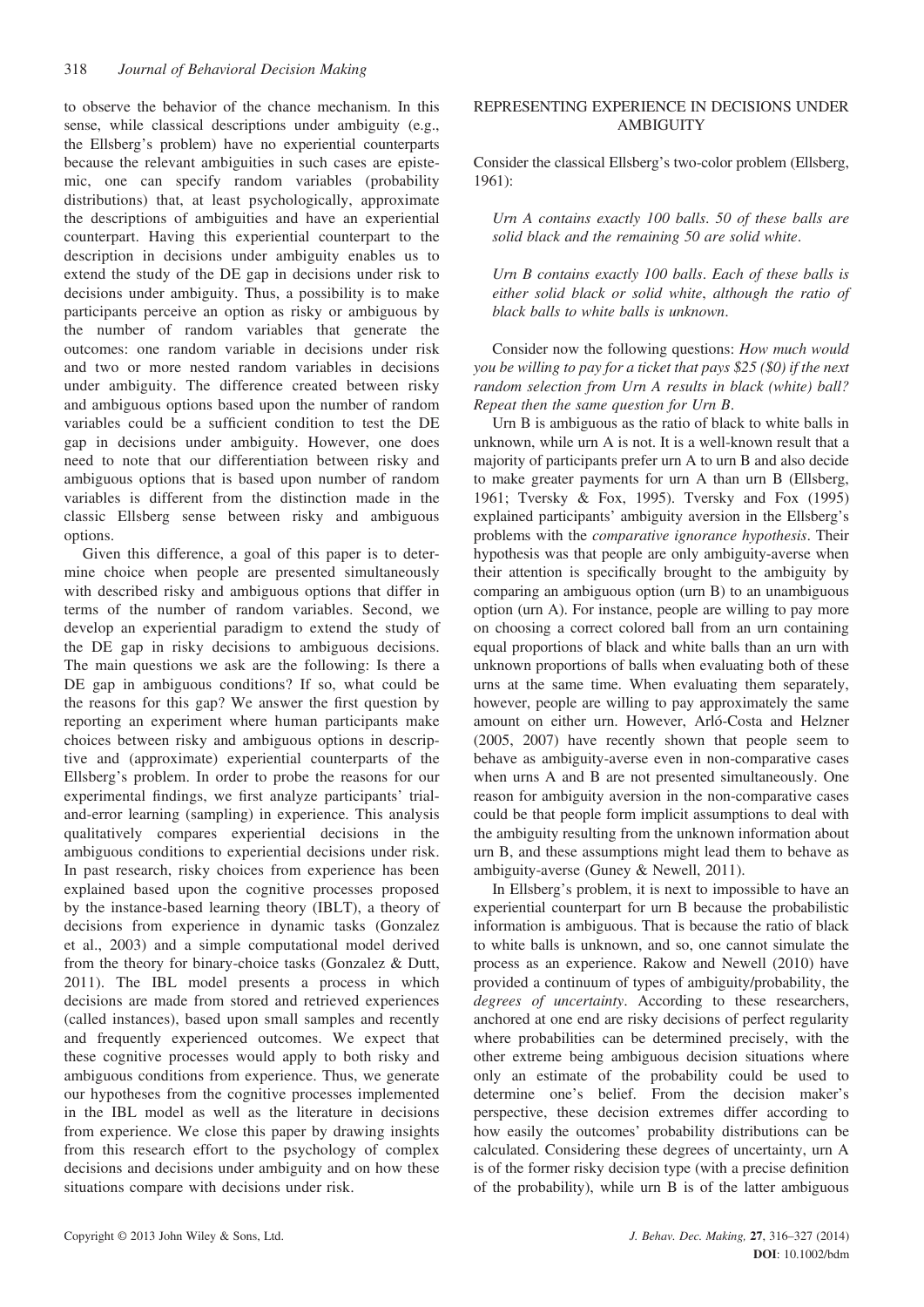to observe the behavior of the chance mechanism. In this sense, while classical descriptions under ambiguity (e.g., the Ellsberg's problem) have no experiential counterparts because the relevant ambiguities in such cases are epistemic, one can specify random variables (probability distributions) that, at least psychologically, approximate the descriptions of ambiguities and have an experiential counterpart. Having this experiential counterpart to the description in decisions under ambiguity enables us to extend the study of the DE gap in decisions under risk to decisions under ambiguity. Thus, a possibility is to make participants perceive an option as risky or ambiguous by the number of random variables that generate the outcomes: one random variable in decisions under risk and two or more nested random variables in decisions under ambiguity. The difference created between risky and ambiguous options based upon the number of random variables could be a sufficient condition to test the DE gap in decisions under ambiguity. However, one does need to note that our differentiation between risky and ambiguous options that is based upon number of random variables is different from the distinction made in the classic Ellsberg sense between risky and ambiguous options.

Given this difference, a goal of this paper is to determine choice when people are presented simultaneously with described risky and ambiguous options that differ in terms of the number of random variables. Second, we develop an experiential paradigm to extend the study of the DE gap in risky decisions to ambiguous decisions. The main questions we ask are the following: Is there a DE gap in ambiguous conditions? If so, what could be the reasons for this gap? We answer the first question by reporting an experiment where human participants make choices between risky and ambiguous options in descriptive and (approximate) experiential counterparts of the Ellsberg's problem. In order to probe the reasons for our experimental findings, we first analyze participants' trial-and-error learning (sampling) in experience. This analysis qualitatively compares experiential decisions in the ambiguous conditions to experiential decisions under risk. In past research, risky choices from experience has been explained based upon the cognitive processes proposed by the instance-based learning theory (IBLT), a theory of decisions from experience in dynamic tasks (Gonzalez et al., 2003) and a simple computational model derived from the theory for binary-choice tasks (Gonzalez & Dutt, 2011). The IBL model presents a process in which decisions are made from stored and retrieved experiences (called instances), based upon small samples and recently and frequently experienced outcomes. We expect that these cognitive processes would apply to both risky and ambiguous conditions from experience. Thus, we generate our hypotheses from the cognitive processes implemented in the IBL model as well as the literature in decisions from experience. We close this paper by drawing insights from this research effort to the psychology of complex decisions and decisions under ambiguity and on how these situations compare with decisions under risk.

## REPRESENTING EXPERIENCE IN DECISIONS UNDER AMBIGUITY

Consider the classical Ellsberg's two-color problem (Ellsberg, 1961):

> *Urn A contains exactly 100 balls. 50 of these balls are solid black and the remaining 50 are solid white.*
>
> *Urn B contains exactly 100 balls. Each of these balls is either solid black or solid white, although the ratio of black balls to white balls is unknown.*

Consider now the following questions: *How much would you be willing to pay for a ticket that pays $25 ($0) if the next random selection from Urn A results in black (white) ball? Repeat then the same question for Urn B.*

Urn B is ambiguous as the ratio of black to white balls in unknown, while urn A is not. It is a well-known result that a majority of participants prefer urn A to urn B and also decide to make greater payments for urn A than urn B (Ellsberg, 1961; Tversky & Fox, 1995). Tversky and Fox (1995) explained participants' ambiguity aversion in the Ellsberg's problems with the *comparative ignorance hypothesis*. Their hypothesis was that people are only ambiguity-averse when their attention is specifically brought to the ambiguity by comparing an ambiguous option (urn B) to an unambiguous option (urn A). For instance, people are willing to pay more on choosing a correct colored ball from an urn containing equal proportions of black and white balls than an urn with unknown proportions of balls when evaluating both of these urns at the same time. When evaluating them separately, however, people are willing to pay approximately the same amount on either urn. However, Arló-Costa and Helzner (2005, 2007) have recently shown that people seem to behave as ambiguity-averse even in non-comparative cases when urns A and B are not presented simultaneously. One reason for ambiguity aversion in the non-comparative cases could be that people form implicit assumptions to deal with the ambiguity resulting from the unknown information about urn B, and these assumptions might lead them to behave as ambiguity-averse (Guney & Newell, 2011).

In Ellsberg's problem, it is next to impossible to have an experiential counterpart for urn B because the probabilistic information is ambiguous. That is because the ratio of black to white balls is unknown, and so, one cannot simulate the process as an experience. Rakow and Newell (2010) have provided a continuum of types of ambiguity/probability, the *degrees of uncertainty*. According to these researchers, anchored at one end are risky decisions of perfect regularity where probabilities can be determined precisely, with the other extreme being ambiguous decision situations where only an estimate of the probability could be used to determine one's belief. From the decision maker's perspective, these decision extremes differ according to how easily the outcomes' probability distributions can be calculated. Considering these degrees of uncertainty, urn A is of the former risky decision type (with a precise definition of the probability), while urn B is of the latter ambiguous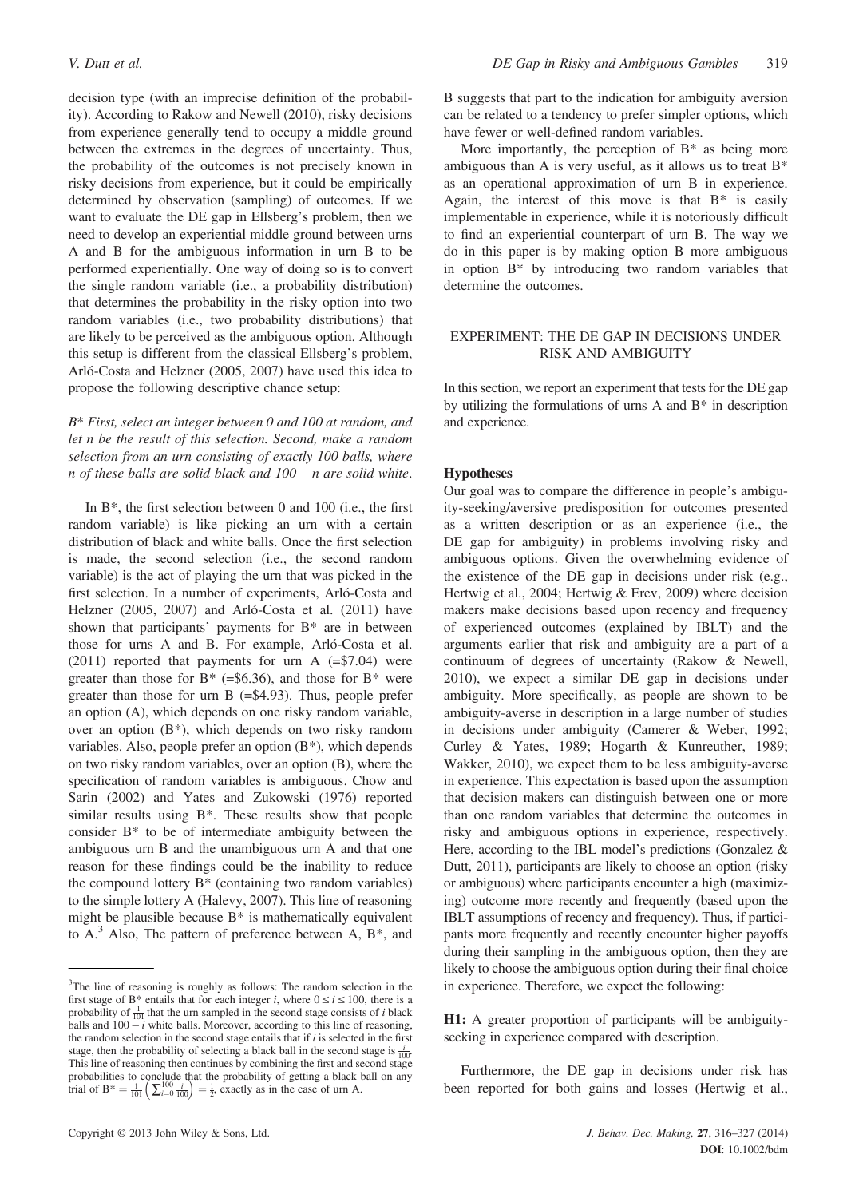decision type (with an imprecise definition of the probability). According to Rakow and Newell (2010), risky decisions from experience generally tend to occupy a middle ground between the extremes in the degrees of uncertainty. Thus, the probability of the outcomes is not precisely known in risky decisions from experience, but it could be empirically determined by observation (sampling) of outcomes. If we want to evaluate the DE gap in Ellsberg's problem, then we need to develop an experiential middle ground between urns A and B for the ambiguous information in urn B to be performed experientially. One way of doing so is to convert the single random variable (i.e., a probability distribution) that determines the probability in the risky option into two random variables (i.e., two probability distributions) that are likely to be perceived as the ambiguous option. Although this setup is different from the classical Ellsberg's problem, Arló-Costa and Helzner (2005, 2007) have used this idea to propose the following descriptive chance setup:

*B\* First, select an integer between 0 and 100 at random, and let n be the result of this selection. Second, make a random selection from an urn consisting of exactly 100 balls, where n of these balls are solid black and 100 − n are solid white.*

In B\*, the first selection between 0 and 100 (i.e., the first random variable) is like picking an urn with a certain distribution of black and white balls. Once the first selection is made, the second selection (i.e., the second random variable) is the act of playing the urn that was picked in the first selection. In a number of experiments, Arló-Costa and Helzner (2005, 2007) and Arló-Costa et al. (2011) have shown that participants' payments for B\* are in between those for urns A and B. For example, Arló-Costa et al. (2011) reported that payments for urn A (=\$7.04) were greater than those for B\* (=\$6.36), and those for B\* were greater than those for urn B (=\$4.93). Thus, people prefer an option (A), which depends on one risky random variable, over an option (B\*), which depends on two risky random variables. Also, people prefer an option (B\*), which depends on two risky random variables, over an option (B), where the specification of random variables is ambiguous. Chow and Sarin (2002) and Yates and Zukowski (1976) reported similar results using B\*. These results show that people consider B\* to be of intermediate ambiguity between the ambiguous urn B and the unambiguous urn A and that one reason for these findings could be the inability to reduce the compound lottery B\* (containing two random variables) to the simple lottery A (Halevy, 2007). This line of reasoning might be plausible because B\* is mathematically equivalent to A.[3] Also, The pattern of preference between A, B\*, and B suggests that part to the indication for ambiguity aversion can be related to a tendency to prefer simpler options, which have fewer or well-defined random variables.

More importantly, the perception of B\* as being more ambiguous than A is very useful, as it allows us to treat B\* as an operational approximation of urn B in experience. Again, the interest of this move is that B\* is easily implementable in experience, while it is notoriously difficult to find an experiential counterpart of urn B. The way we do in this paper is by making option B more ambiguous in option B\* by introducing two random variables that determine the outcomes.

## EXPERIMENT: THE DE GAP IN DECISIONS UNDER RISK AND AMBIGUITY

In this section, we report an experiment that tests for the DE gap by utilizing the formulations of urns A and B\* in description and experience.

### Hypotheses

Our goal was to compare the difference in people's ambiguity-seeking/aversive predisposition for outcomes presented as a written description or as an experience (i.e., the DE gap for ambiguity) in problems involving risky and ambiguous options. Given the overwhelming evidence of the existence of the DE gap in decisions under risk (e.g., Hertwig et al., 2004; Hertwig & Erev, 2009) where decision makers make decisions based upon recency and frequency of experienced outcomes (explained by IBLT) and the arguments earlier that risk and ambiguity are a part of a continuum of degrees of uncertainty (Rakow & Newell, 2010), we expect a similar DE gap in decisions under ambiguity. More specifically, as people are shown to be ambiguity-averse in description in a large number of studies in decisions under ambiguity (Camerer & Weber, 1992; Curley & Yates, 1989; Hogarth & Kunreuther, 1989; Wakker, 2010), we expect them to be less ambiguity-averse in experience. This expectation is based upon the assumption that decision makers can distinguish between one or more than one random variables that determine the outcomes in risky and ambiguous options in experience, respectively. Here, according to the IBL model's predictions (Gonzalez & Dutt, 2011), participants are likely to choose an option (risky or ambiguous) where participants encounter a high (maximizing) outcome more recently and frequently (based upon the IBLT assumptions of recency and frequency). Thus, if participants more frequently and recently encounter higher payoffs during their sampling in the ambiguous option, then they are likely to choose the ambiguous option during their final choice in experience. Therefore, we expect the following:

**H1:** A greater proportion of participants will be ambiguity-seeking in experience compared with description.

Furthermore, the DE gap in decisions under risk has been reported for both gains and losses (Hertwig et al.,

---

[3]The line of reasoning is roughly as follows: The random selection in the first stage of B\* entails that for each integer $i$, where $0 \leq i \leq 100$, there is a probability of $\frac{1}{101}$ that the urn sampled in the second stage consists of $i$ black balls and $100 - i$ white balls. Moreover, according to this line of reasoning, the random selection in the second stage entails that if $i$ is selected in the first stage, then the probability of selecting a black ball in the second stage is $\frac{i}{100}$. This line of reasoning then continues by combining the first and second stage probabilities to conclude that the probability of getting a black ball on any trial of $B^* = \frac{1}{101}\left(\sum_{i=0}^{100} \frac{i}{100}\right) = \frac{1}{2}$, exactly as in the case of urn A.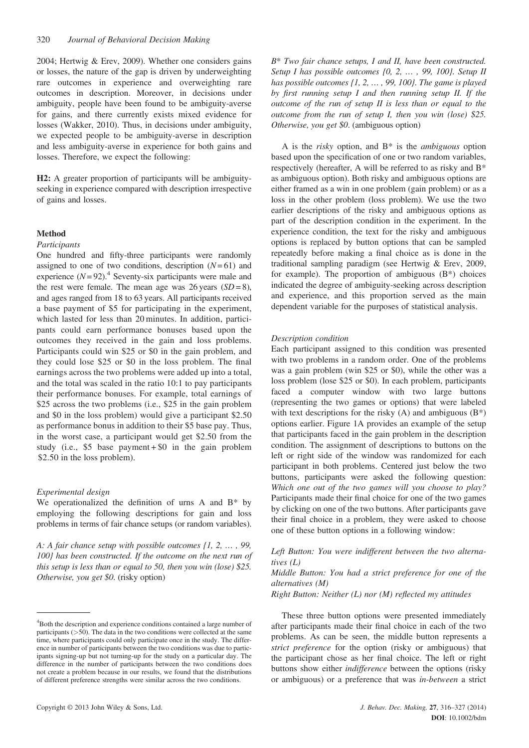2004; Hertwig & Erev, 2009). Whether one considers gains or losses, the nature of the gap is driven by underweighting rare outcomes in experience and overweighting rare outcomes in description. Moreover, in decisions under ambiguity, people have been found to be ambiguity-averse for gains, and there currently exists mixed evidence for losses (Wakker, 2010). Thus, in decisions under ambiguity, we expected people to be ambiguity-averse in description and less ambiguity-averse in experience for both gains and losses. Therefore, we expect the following:

**H2:** A greater proportion of participants will be ambiguity-seeking in experience compared with description irrespective of gains and losses.

## Method

### Participants

One hundred and fifty-three participants were randomly assigned to one of two conditions, description ($N = 61$) and experience ($N = 92$).[4] Seventy-six participants were male and the rest were female. The mean age was 26 years ($SD = 8$), and ages ranged from 18 to 63 years. All participants received a base payment of \$5 for participating in the experiment, which lasted for less than 20 minutes. In addition, participants could earn performance bonuses based upon the outcomes they received in the gain and loss problems. Participants could win \$25 or \$0 in the gain problem, and they could lose \$25 or \$0 in the loss problem. The final earnings across the two problems were added up into a total, and the total was scaled in the ratio 10:1 to pay participants their performance bonuses. For example, total earnings of \$25 across the two problems (i.e., \$25 in the gain problem and \$0 in the loss problem) would give a participant \$2.50 as performance bonus in addition to their \$5 base pay. Thus, in the worst case, a participant would get \$2.50 from the study (i.e., \$5 base payment + \$0 in the gain problem $-$ \$2.50 in the loss problem).

### Experimental design

We operationalized the definition of urns A and B* by employing the following descriptions for gain and loss problems in terms of fair chance setups (or random variables).

*A: A fair chance setup with possible outcomes {1, 2, … , 99, 100} has been constructed. If the outcome on the next run of this setup is less than or equal to 50, then you win (lose) \$25. Otherwise, you get \$0.* (risky option)

*B\* Two fair chance setups, I and II, have been constructed. Setup I has possible outcomes {0, 2, … , 99, 100}. Setup II has possible outcomes {1, 2, … , 99, 100}. The game is played by first running setup I and then running setup II. If the outcome of the run of setup II is less than or equal to the outcome from the run of setup I, then you win (lose) \$25. Otherwise, you get \$0.* (ambiguous option)

A is the *risky* option, and B* is the *ambiguous* option based upon the specification of one or two random variables, respectively (hereafter, A will be referred to as risky and B* as ambiguous option). Both risky and ambiguous options are either framed as a win in one problem (gain problem) or as a loss in the other problem (loss problem). We use the two earlier descriptions of the risky and ambiguous options as part of the description condition in the experiment. In the experience condition, the text for the risky and ambiguous options is replaced by button options that can be sampled repeatedly before making a final choice as is done in the traditional sampling paradigm (see Hertwig & Erev, 2009, for example). The proportion of ambiguous (B*) choices indicated the degree of ambiguity-seeking across description and experience, and this proportion served as the main dependent variable for the purposes of statistical analysis.

### Description condition

Each participant assigned to this condition was presented with two problems in a random order. One of the problems was a gain problem (win \$25 or \$0), while the other was a loss problem (lose \$25 or \$0). In each problem, participants faced a computer window with two large buttons (representing the two games or options) that were labeled with text descriptions for the risky (A) and ambiguous (B*) options earlier. Figure 1A provides an example of the setup that participants faced in the gain problem in the description condition. The assignment of descriptions to buttons on the left or right side of the window was randomized for each participant in both problems. Centered just below the two buttons, participants were asked the following question: *Which one out of the two games will you choose to play?* Participants made their final choice for one of the two games by clicking on one of the two buttons. After participants gave their final choice in a problem, they were asked to choose one of these button options in a following window:

*Left Button: You were indifferent between the two alternatives (L)*
*Middle Button: You had a strict preference for one of the alternatives (M)*
*Right Button: Neither (L) nor (M) reflected my attitudes*

These three button options were presented immediately after participants made their final choice in each of the two problems. As can be seen, the middle button represents a *strict preference* for the option (risky or ambiguous) that the participant chose as her final choice. The left or right buttons show either *indifference* between the options (risky or ambiguous) or a preference that was *in-between* a strict

[4]Both the description and experience conditions contained a large number of participants (>50). The data in the two conditions were collected at the same time, where participants could only participate once in the study. The difference in number of participants between the two conditions was due to participants signing-up but not turning-up for the study on a particular day. The difference in the number of participants between the two conditions does not create a problem because in our results, we found that the distributions of different preference strengths were similar across the two conditions.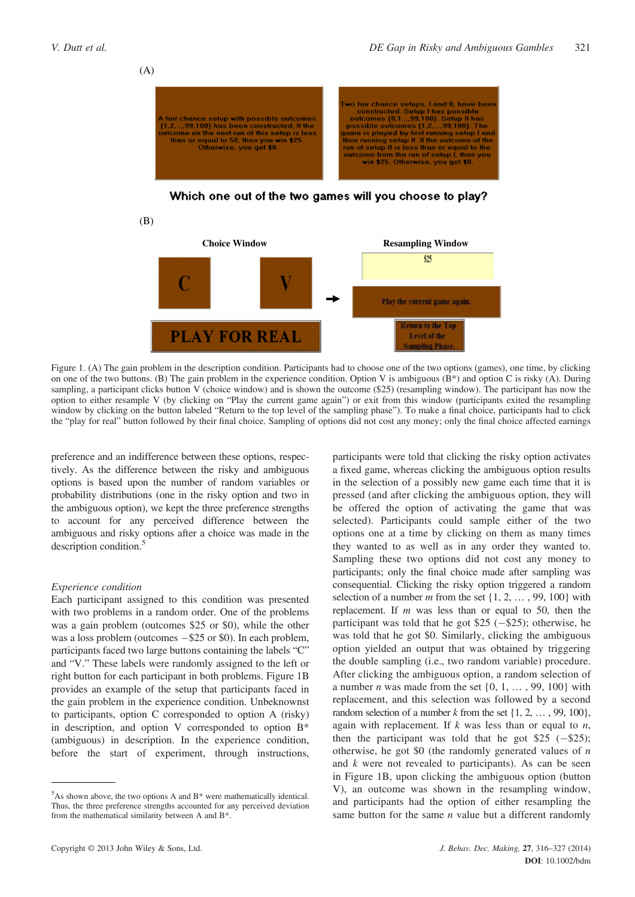(A)

A fair chance setup with possible outcomes {1,2,...,99,100} has been constructed. If the outcome on the next run of this setup is less than or equal to 50, then you win $25. Otherwise, you get $0.

Two fair chance setups, I and II, have been constructed. Setup I has possible outcomes {0,1...,99,100}. Setup II has possible outcomes {1,2,...,99,100}. The game is played by first running setup I and then running setup II. If the outcome of the run of setup II is less than or equal to the outcome from the run of setup I, then you win $25. Otherwise, you get $0.

Which one out of the two games will you choose to play?

(B)

Choice Window — C, V, PLAY FOR REAL

Resampling Window — $25, Play the current game again., Return to the Top Level of the Sampling Phase.

Figure 1. (A) The gain problem in the description condition. Participants had to choose one of the two options (games), one time, by clicking on one of the two buttons. (B) The gain problem in the experience condition. Option V is ambiguous (B*) and option C is risky (A). During sampling, a participant clicks button V (choice window) and is shown the outcome ($25) (resampling window). The participant has now the option to either resample V (by clicking on "Play the current game again") or exit from this window (participants exited the resampling window by clicking on the button labeled "Return to the top level of the sampling phase"). To make a final choice, participants had to click the "play for real" button followed by their final choice. Sampling of options did not cost any money; only the final choice affected earnings

preference and an indifference between these options, respectively. As the difference between the risky and ambiguous options is based upon the number of random variables or probability distributions (one in the risky option and two in the ambiguous option), we kept the three preference strengths to account for any perceived difference between the ambiguous and risky options after a choice was made in the description condition.[5]

*Experience condition*

Each participant assigned to this condition was presented with two problems in a random order. One of the problems was a gain problem (outcomes $25 or $0), while the other was a loss problem (outcomes −$25 or $0). In each problem, participants faced two large buttons containing the labels "C" and "V." These labels were randomly assigned to the left or right button for each participant in both problems. Figure 1B provides an example of the setup that participants faced in the gain problem in the experience condition. Unbeknownst to participants, option C corresponded to option A (risky) in description, and option V corresponded to option B* (ambiguous) in description. In the experience condition, before the start of experiment, through instructions, participants were told that clicking the risky option activates a fixed game, whereas clicking the ambiguous option results in the selection of a possibly new game each time that it is pressed (and after clicking the ambiguous option, they will be offered the option of activating the game that was selected). Participants could sample either of the two options one at a time by clicking on them as many times they wanted to as well as in any order they wanted to. Sampling these two options did not cost any money to participants; only the final choice made after sampling was consequential. Clicking the risky option triggered a random selection of a number $m$ from the set $\{1, 2, \ldots, 99, 100\}$ with replacement. If $m$ was less than or equal to 50, then the participant was told that he got $25 (−$25); otherwise, he was told that he got $0. Similarly, clicking the ambiguous option yielded an output that was obtained by triggering the double sampling (i.e., two random variable) procedure. After clicking the ambiguous option, a random selection of a number $n$ was made from the set $\{0, 1, \ldots, 99, 100\}$ with replacement, and this selection was followed by a second random selection of a number $k$ from the set $\{1, 2, \ldots, 99, 100\}$, again with replacement. If $k$ was less than or equal to $n$, then the participant was told that he got $25 (−$25); otherwise, he got $0 (the randomly generated values of $n$ and $k$ were not revealed to participants). As can be seen in Figure 1B, upon clicking the ambiguous option (button V), an outcome was shown in the resampling window, and participants had the option of either resampling the same button for the same $n$ value but a different randomly

[5] As shown above, the two options A and B* were mathematically identical. Thus, the three preference strengths accounted for any perceived deviation from the mathematical similarity between A and B*.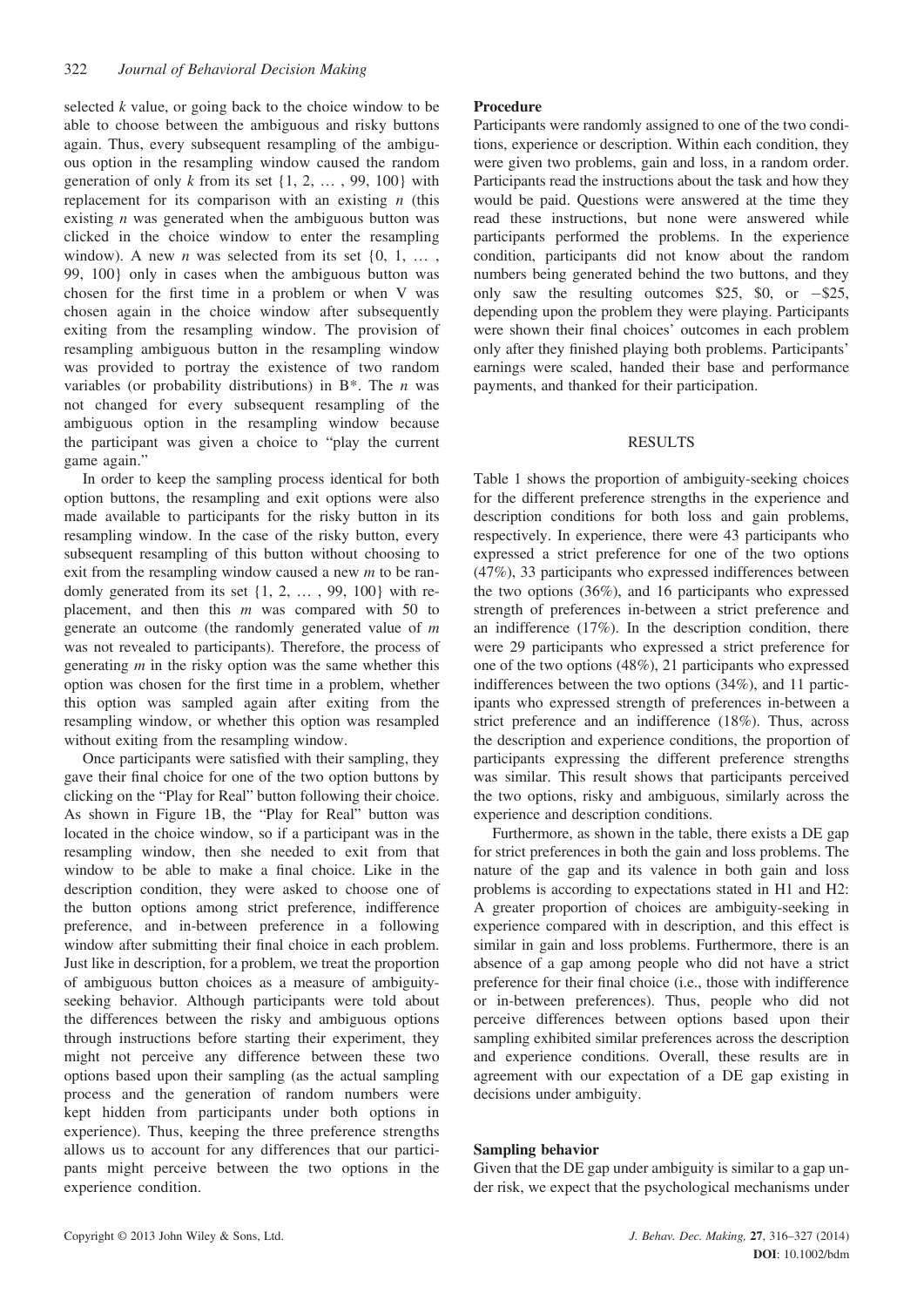selected $k$ value, or going back to the choice window to be able to choose between the ambiguous and risky buttons again. Thus, every subsequent resampling of the ambiguous option in the resampling window caused the random generation of only $k$ from its set $\{1, 2, \ldots, 99, 100\}$ with replacement for its comparison with an existing $n$ (this existing $n$ was generated when the ambiguous button was clicked in the choice window to enter the resampling window). A new $n$ was selected from its set $\{0, 1, \ldots, 99, 100\}$ only in cases when the ambiguous button was chosen for the first time in a problem or when V was chosen again in the choice window after subsequently exiting from the resampling window. The provision of resampling ambiguous button in the resampling window was provided to portray the existence of two random variables (or probability distributions) in B*. The $n$ was not changed for every subsequent resampling of the ambiguous option in the resampling window because the participant was given a choice to "play the current game again."

In order to keep the sampling process identical for both option buttons, the resampling and exit options were also made available to participants for the risky button in its resampling window. In the case of the risky button, every subsequent resampling of this button without choosing to exit from the resampling window caused a new $m$ to be randomly generated from its set $\{1, 2, \ldots, 99, 100\}$ with replacement, and then this $m$ was compared with 50 to generate an outcome (the randomly generated value of $m$ was not revealed to participants). Therefore, the process of generating $m$ in the risky option was the same whether this option was chosen for the first time in a problem, whether this option was sampled again after exiting from the resampling window, or whether this option was resampled without exiting from the resampling window.

Once participants were satisfied with their sampling, they gave their final choice for one of the two option buttons by clicking on the "Play for Real" button following their choice. As shown in Figure 1B, the "Play for Real" button was located in the choice window, so if a participant was in the resampling window, then she needed to exit from that window to be able to make a final choice. Like in the description condition, they were asked to choose one of the button options among strict preference, indifference preference, and in-between preference in a following window after submitting their final choice in each problem. Just like in description, for a problem, we treat the proportion of ambiguous button choices as a measure of ambiguity-seeking behavior. Although participants were told about the differences between the risky and ambiguous options through instructions before starting their experiment, they might not perceive any difference between these two options based upon their sampling (as the actual sampling process and the generation of random numbers were kept hidden from participants under both options in experience). Thus, keeping the three preference strengths allows us to account for any differences that our participants might perceive between the two options in the experience condition.

### Procedure

Participants were randomly assigned to one of the two conditions, experience or description. Within each condition, they were given two problems, gain and loss, in a random order. Participants read the instructions about the task and how they would be paid. Questions were answered at the time they read these instructions, but none were answered while participants performed the problems. In the experience condition, participants did not know about the random numbers being generated behind the two buttons, and they only saw the resulting outcomes \$25, \$0, or −\$25, depending upon the problem they were playing. Participants were shown their final choices' outcomes in each problem only after they finished playing both problems. Participants' earnings were scaled, handed their base and performance payments, and thanked for their participation.

## RESULTS

Table 1 shows the proportion of ambiguity-seeking choices for the different preference strengths in the experience and description conditions for both loss and gain problems, respectively. In experience, there were 43 participants who expressed a strict preference for one of the two options (47%), 33 participants who expressed indifferences between the two options (36%), and 16 participants who expressed strength of preferences in-between a strict preference and an indifference (17%). In the description condition, there were 29 participants who expressed a strict preference for one of the two options (48%), 21 participants who expressed indifferences between the two options (34%), and 11 participants who expressed strength of preferences in-between a strict preference and an indifference (18%). Thus, across the description and experience conditions, the proportion of participants expressing the different preference strengths was similar. This result shows that participants perceived the two options, risky and ambiguous, similarly across the experience and description conditions.

Furthermore, as shown in the table, there exists a DE gap for strict preferences in both the gain and loss problems. The nature of the gap and its valence in both gain and loss problems is according to expectations stated in H1 and H2: A greater proportion of choices are ambiguity-seeking in experience compared with in description, and this effect is similar in gain and loss problems. Furthermore, there is an absence of a gap among people who did not have a strict preference for their final choice (i.e., those with indifference or in-between preferences). Thus, people who did not perceive differences between options based upon their sampling exhibited similar preferences across the description and experience conditions. Overall, these results are in agreement with our expectation of a DE gap existing in decisions under ambiguity.

### Sampling behavior

Given that the DE gap under ambiguity is similar to a gap under risk, we expect that the psychological mechanisms under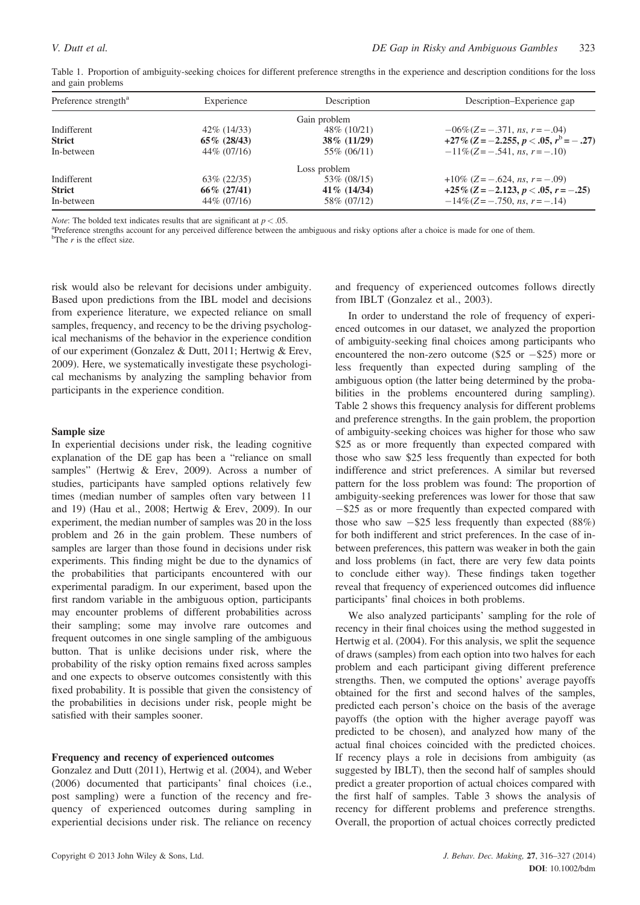Table 1. Proportion of ambiguity-seeking choices for different preference strengths in the experience and description conditions for the loss and gain problems

| Preference strength[a] | Experience | Description | Description–Experience gap |
|---|---|---|---|
| | | Gain problem | |
| Indifferent | 42% (14/33) | 48% (10/21) | −06% ($Z = -.371$, *ns*, $r = -.04$) |
| **Strict** | **65% (28/43)** | **38% (11/29)** | **+27% ($Z = -2.255$, $p < .05$, $r^{b} = -.27$)** |
| In-between | 44% (07/16) | 55% (06/11) | −11% ($Z = -.541$, *ns*, $r = -.10$) |
| | | Loss problem | |
| Indifferent | 63% (22/35) | 53% (08/15) | +10% ($Z = -.624$, *ns*, $r = -.09$) |
| **Strict** | **66% (27/41)** | **41% (14/34)** | **+25% ($Z = -2.123$, $p < .05$, $r = -.25$)** |
| In-between | 44% (07/16) | 58% (07/12) | −14% ($Z = -.750$, *ns*, $r = -.14$) |

*Note*: The bolded text indicates results that are significant at $p < .05$.

[a]Preference strengths account for any perceived difference between the ambiguous and risky options after a choice is made for one of them.

[b]The $r$ is the effect size.

risk would also be relevant for decisions under ambiguity. Based upon predictions from the IBL model and decisions from experience literature, we expected reliance on small samples, frequency, and recency to be the driving psychological mechanisms of the behavior in the experience condition of our experiment (Gonzalez & Dutt, 2011; Hertwig & Erev, 2009). Here, we systematically investigate these psychological mechanisms by analyzing the sampling behavior from participants in the experience condition.

### Sample size

In experiential decisions under risk, the leading cognitive explanation of the DE gap has been a "reliance on small samples" (Hertwig & Erev, 2009). Across a number of studies, participants have sampled options relatively few times (median number of samples often vary between 11 and 19) (Hau et al., 2008; Hertwig & Erev, 2009). In our experiment, the median number of samples was 20 in the loss problem and 26 in the gain problem. These numbers of samples are larger than those found in decisions under risk experiments. This finding might be due to the dynamics of the probabilities that participants encountered with our experimental paradigm. In our experiment, based upon the first random variable in the ambiguous option, participants may encounter problems of different probabilities across their sampling; some may involve rare outcomes and frequent outcomes in one single sampling of the ambiguous button. That is unlike decisions under risk, where the probability of the risky option remains fixed across samples and one expects to observe outcomes consistently with this fixed probability. It is possible that given the consistency of the probabilities in decisions under risk, people might be satisfied with their samples sooner.

### Frequency and recency of experienced outcomes

Gonzalez and Dutt (2011), Hertwig et al. (2004), and Weber (2006) documented that participants' final choices (i.e., post sampling) were a function of the recency and frequency of experienced outcomes during sampling in experiential decisions under risk. The reliance on recency and frequency of experienced outcomes follows directly from IBLT (Gonzalez et al., 2003).

In order to understand the role of frequency of experienced outcomes in our dataset, we analyzed the proportion of ambiguity-seeking final choices among participants who encountered the non-zero outcome ($25 or −$25) more or less frequently than expected during sampling of the ambiguous option (the latter being determined by the probabilities in the problems encountered during sampling). Table 2 shows this frequency analysis for different problems and preference strengths. In the gain problem, the proportion of ambiguity-seeking choices was higher for those who saw $25 as or more frequently than expected compared with those who saw $25 less frequently than expected for both indifference and strict preferences. A similar but reversed pattern for the loss problem was found: The proportion of ambiguity-seeking preferences was lower for those that saw −$25 as or more frequently than expected compared with those who saw −$25 less frequently than expected (88%) for both indifferent and strict preferences. In the case of in-between preferences, this pattern was weaker in both the gain and loss problems (in fact, there are very few data points to conclude either way). These findings taken together reveal that frequency of experienced outcomes did influence participants' final choices in both problems.

We also analyzed participants' sampling for the role of recency in their final choices using the method suggested in Hertwig et al. (2004). For this analysis, we split the sequence of draws (samples) from each option into two halves for each problem and each participant giving different preference strengths. Then, we computed the options' average payoffs obtained for the first and second halves of the samples, predicted each person's choice on the basis of the average payoffs (the option with the higher average payoff was predicted to be chosen), and analyzed how many of the actual final choices coincided with the predicted choices. If recency plays a role in decisions from ambiguity (as suggested by IBLT), then the second half of samples should predict a greater proportion of actual choices compared with the first half of samples. Table 3 shows the analysis of recency for different problems and preference strengths. Overall, the proportion of actual choices correctly predicted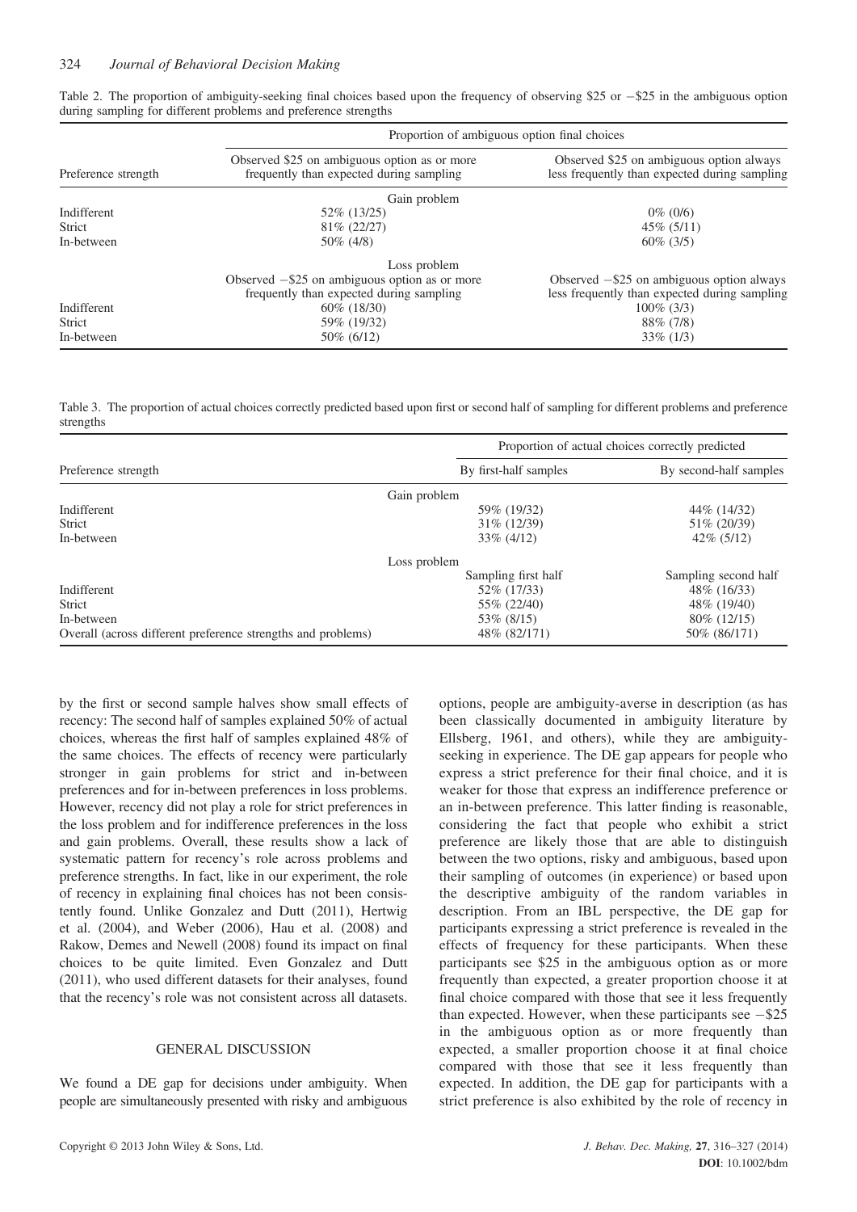Table 2. The proportion of ambiguity-seeking final choices based upon the frequency of observing \$25 or −\$25 in the ambiguous option during sampling for different problems and preference strengths

| Preference strength | Proportion of ambiguous option final choices | |
|---|---|---|
| | Observed \$25 on ambiguous option as or more frequently than expected during sampling | Observed \$25 on ambiguous option always less frequently than expected during sampling |
| | Gain problem | |
| Indifferent | 52% (13/25) | 0% (0/6) |
| Strict | 81% (22/27) | 45% (5/11) |
| In-between | 50% (4/8) | 60% (3/5) |
| | Loss problem | |
| | Observed −\$25 on ambiguous option as or more frequently than expected during sampling | Observed −\$25 on ambiguous option always less frequently than expected during sampling |
| Indifferent | 60% (18/30) | 100% (3/3) |
| Strict | 59% (19/32) | 88% (7/8) |
| In-between | 50% (6/12) | 33% (1/3) |

Table 3. The proportion of actual choices correctly predicted based upon first or second half of sampling for different problems and preference strengths

| Preference strength | Proportion of actual choices correctly predicted | |
|---|---|---|
| | By first-half samples | By second-half samples |
| Gain problem | | |
| Indifferent | 59% (19/32) | 44% (14/32) |
| Strict | 31% (12/39) | 51% (20/39) |
| In-between | 33% (4/12) | 42% (5/12) |
| Loss problem | | |
| | Sampling first half | Sampling second half |
| Indifferent | 52% (17/33) | 48% (16/33) |
| Strict | 55% (22/40) | 48% (19/40) |
| In-between | 53% (8/15) | 80% (12/15) |
| Overall (across different preference strengths and problems) | 48% (82/171) | 50% (86/171) |

by the first or second sample halves show small effects of recency: The second half of samples explained 50% of actual choices, whereas the first half of samples explained 48% of the same choices. The effects of recency were particularly stronger in gain problems for strict and in-between preferences and for in-between preferences in loss problems. However, recency did not play a role for strict preferences in the loss problem and for indifference preferences in the loss and gain problems. Overall, these results show a lack of systematic pattern for recency's role across problems and preference strengths. In fact, like in our experiment, the role of recency in explaining final choices has not been consistently found. Unlike Gonzalez and Dutt (2011), Hertwig et al. (2004), and Weber (2006), Hau et al. (2008) and Rakow, Demes and Newell (2008) found its impact on final choices to be quite limited. Even Gonzalez and Dutt (2011), who used different datasets for their analyses, found that the recency's role was not consistent across all datasets.

## GENERAL DISCUSSION

We found a DE gap for decisions under ambiguity. When people are simultaneously presented with risky and ambiguous options, people are ambiguity-averse in description (as has been classically documented in ambiguity literature by Ellsberg, 1961, and others), while they are ambiguity-seeking in experience. The DE gap appears for people who express a strict preference for their final choice, and it is weaker for those that express an indifference preference or an in-between preference. This latter finding is reasonable, considering the fact that people who exhibit a strict preference are likely those that are able to distinguish between the two options, risky and ambiguous, based upon their sampling of outcomes (in experience) or based upon the descriptive ambiguity of the random variables in description. From an IBL perspective, the DE gap for participants expressing a strict preference is revealed in the effects of frequency for these participants. When these participants see \$25 in the ambiguous option as or more frequently than expected, a greater proportion choose it at final choice compared with those that see it less frequently than expected. However, when these participants see −\$25 in the ambiguous option as or more frequently than expected, a smaller proportion choose it at final choice compared with those that see it less frequently than expected. In addition, the DE gap for participants with a strict preference is also exhibited by the role of recency in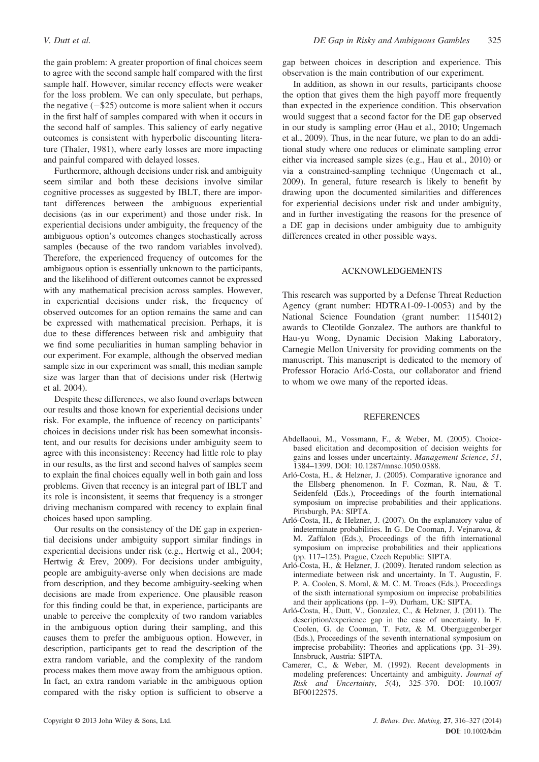the gain problem: A greater proportion of final choices seem to agree with the second sample half compared with the first sample half. However, similar recency effects were weaker for the loss problem. We can only speculate, but perhaps, the negative (−$25) outcome is more salient when it occurs in the first half of samples compared with when it occurs in the second half of samples. This saliency of early negative outcomes is consistent with hyperbolic discounting literature (Thaler, 1981), where early losses are more impacting and painful compared with delayed losses.

Furthermore, although decisions under risk and ambiguity seem similar and both these decisions involve similar cognitive processes as suggested by IBLT, there are important differences between the ambiguous experiential decisions (as in our experiment) and those under risk. In experiential decisions under ambiguity, the frequency of the ambiguous option's outcomes changes stochastically across samples (because of the two random variables involved). Therefore, the experienced frequency of outcomes for the ambiguous option is essentially unknown to the participants, and the likelihood of different outcomes cannot be expressed with any mathematical precision across samples. However, in experiential decisions under risk, the frequency of observed outcomes for an option remains the same and can be expressed with mathematical precision. Perhaps, it is due to these differences between risk and ambiguity that we find some peculiarities in human sampling behavior in our experiment. For example, although the observed median sample size in our experiment was small, this median sample size was larger than that of decisions under risk (Hertwig et al. 2004).

Despite these differences, we also found overlaps between our results and those known for experiential decisions under risk. For example, the influence of recency on participants' choices in decisions under risk has been somewhat inconsistent, and our results for decisions under ambiguity seem to agree with this inconsistency: Recency had little role to play in our results, as the first and second halves of samples seem to explain the final choices equally well in both gain and loss problems. Given that recency is an integral part of IBLT and its role is inconsistent, it seems that frequency is a stronger driving mechanism compared with recency to explain final choices based upon sampling.

Our results on the consistency of the DE gap in experiential decisions under ambiguity support similar findings in experiential decisions under risk (e.g., Hertwig et al., 2004; Hertwig & Erev, 2009). For decisions under ambiguity, people are ambiguity-averse only when decisions are made from description, and they become ambiguity-seeking when decisions are made from experience. One plausible reason for this finding could be that, in experience, participants are unable to perceive the complexity of two random variables in the ambiguous option during their sampling, and this causes them to prefer the ambiguous option. However, in description, participants get to read the description of the extra random variable, and the complexity of the random process makes them move away from the ambiguous option. In fact, an extra random variable in the ambiguous option compared with the risky option is sufficient to observe a gap between choices in description and experience. This observation is the main contribution of our experiment.

In addition, as shown in our results, participants choose the option that gives them the high payoff more frequently than expected in the experience condition. This observation would suggest that a second factor for the DE gap observed in our study is sampling error (Hau et al., 2010; Ungemach et al., 2009). Thus, in the near future, we plan to do an additional study where one reduces or eliminate sampling error either via increased sample sizes (e.g., Hau et al., 2010) or via a constrained-sampling technique (Ungemach et al., 2009). In general, future research is likely to benefit by drawing upon the documented similarities and differences for experiential decisions under risk and under ambiguity, and in further investigating the reasons for the presence of a DE gap in decisions under ambiguity due to ambiguity differences created in other possible ways.

## ACKNOWLEDGEMENTS

This research was supported by a Defense Threat Reduction Agency (grant number: HDTRA1-09-1-0053) and by the National Science Foundation (grant number: 1154012) awards to Cleotilde Gonzalez. The authors are thankful to Hau-yu Wong, Dynamic Decision Making Laboratory, Carnegie Mellon University for providing comments on the manuscript. This manuscript is dedicated to the memory of Professor Horacio Arló-Costa, our collaborator and friend to whom we owe many of the reported ideas.

## REFERENCES

Abdellaoui, M., Vossmann, F., & Weber, M. (2005). Choice-based elicitation and decomposition of decision weights for gains and losses under uncertainty. *Management Science*, *51*, 1384–1399. DOI: 10.1287/mnsc.1050.0388.

Arló-Costa, H., & Helzner, J. (2005). Comparative ignorance and the Ellsberg phenomenon. In F. Cozman, R. Nau, & T. Seidenfeld (Eds.), Proceedings of the fourth international symposium on imprecise probabilities and their applications. Pittsburgh, PA: SIPTA.

Arló-Costa, H., & Helzner, J. (2007). On the explanatory value of indeterminate probabilities. In G. De Cooman, J. Vejnarova, & M. Zaffalon (Eds.), Proceedings of the fifth international symposium on imprecise probabilities and their applications (pp. 117–125). Prague, Czech Republic: SIPTA.

Arló-Costa, H., & Helzner, J. (2009). Iterated random selection as intermediate between risk and uncertainty. In T. Augustin, F. P. A. Coolen, S. Moral, & M. C. M. Troaes (Eds.), Proceedings of the sixth international symposium on imprecise probabilities and their applications (pp. 1–9). Durham, UK: SIPTA.

Arló-Costa, H., Dutt, V., Gonzalez, C., & Helzner, J. (2011). The description/experience gap in the case of uncertainty. In F. Coolen, G. de Cooman, T. Fetz, & M. Oberguggenberger (Eds.), Proceedings of the seventh international symposium on imprecise probability: Theories and applications (pp. 31–39). Innsbruck, Austria: SIPTA.

Camerer, C., & Weber, M. (1992). Recent developments in modeling preferences: Uncertainty and ambiguity. *Journal of Risk and Uncertainty*, *5*(4), 325–370. DOI: 10.1007/BF00122575.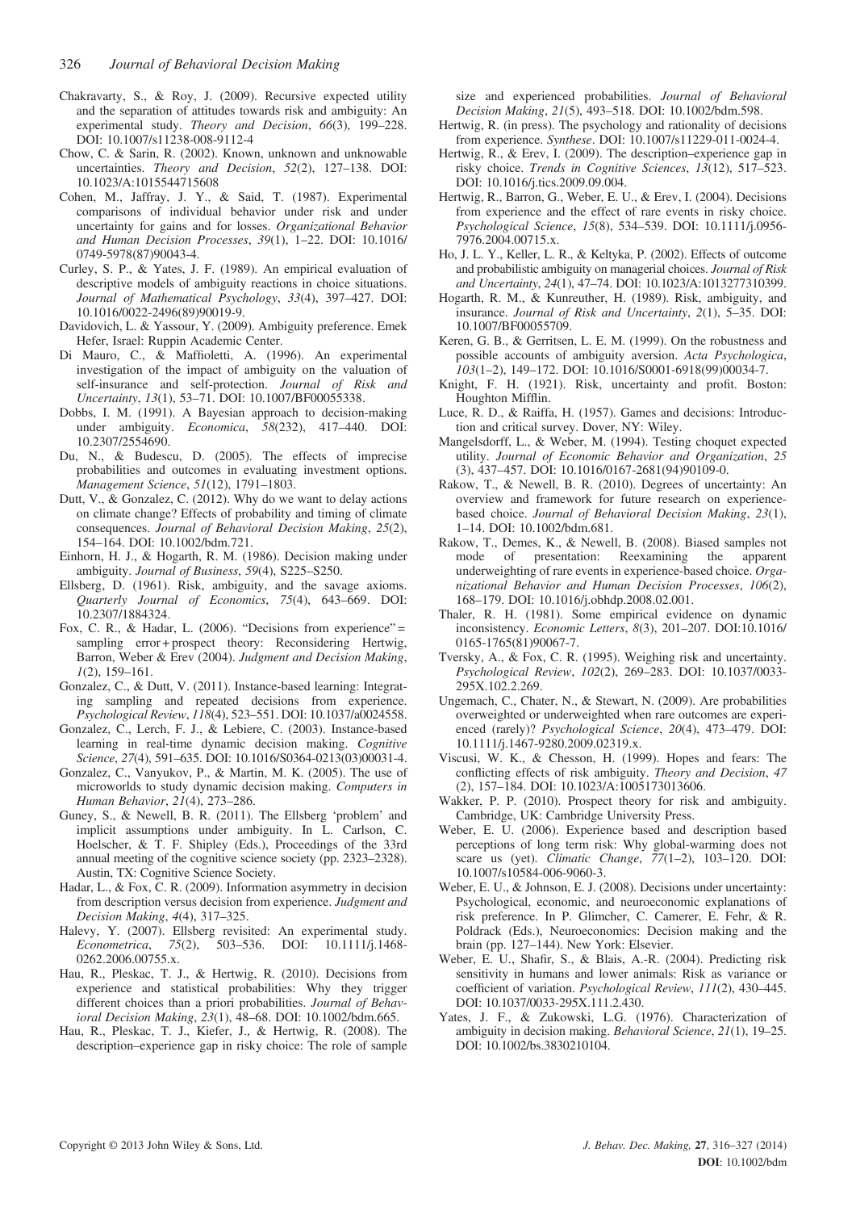Chakravarty, S., & Roy, J. (2009). Recursive expected utility and the separation of attitudes towards risk and ambiguity: An experimental study. *Theory and Decision*, *66*(3), 199–228. DOI: 10.1007/s11238-008-9112-4

Chow, C. & Sarin, R. (2002). Known, unknown and unknowable uncertainties. *Theory and Decision*, *52*(2), 127–138. DOI: 10.1023/A:1015544715608

Cohen, M., Jaffray, J. Y., & Said, T. (1987). Experimental comparisons of individual behavior under risk and under uncertainty for gains and for losses. *Organizational Behavior and Human Decision Processes*, *39*(1), 1–22. DOI: 10.1016/0749-5978(87)90043-4.

Curley, S. P., & Yates, J. F. (1989). An empirical evaluation of descriptive models of ambiguity reactions in choice situations. *Journal of Mathematical Psychology*, *33*(4), 397–427. DOI: 10.1016/0022-2496(89)90019-9.

Davidovich, L. & Yassour, Y. (2009). Ambiguity preference. Emek Hefer, Israel: Ruppin Academic Center.

Di Mauro, C., & Maffioletti, A. (1996). An experimental investigation of the impact of ambiguity on the valuation of self-insurance and self-protection. *Journal of Risk and Uncertainty*, *13*(1), 53–71. DOI: 10.1007/BF00055338.

Dobbs, I. M. (1991). A Bayesian approach to decision-making under ambiguity. *Economica*, *58*(232), 417–440. DOI: 10.2307/2554690.

Du, N., & Budescu, D. (2005). The effects of imprecise probabilities and outcomes in evaluating investment options. *Management Science*, *51*(12), 1791–1803.

Dutt, V., & Gonzalez, C. (2012). Why do we want to delay actions on climate change? Effects of probability and timing of climate consequences. *Journal of Behavioral Decision Making*, *25*(2), 154–164. DOI: 10.1002/bdm.721.

Einhorn, H. J., & Hogarth, R. M. (1986). Decision making under ambiguity. *Journal of Business*, *59*(4), S225–S250.

Ellsberg, D. (1961). Risk, ambiguity, and the savage axioms. *Quarterly Journal of Economics*, *75*(4), 643–669. DOI: 10.2307/1884324.

Fox, C. R., & Hadar, L. (2006). "Decisions from experience" = sampling error + prospect theory: Reconsidering Hertwig, Barron, Weber & Erev (2004). *Judgment and Decision Making*, *1*(2), 159–161.

Gonzalez, C., & Dutt, V. (2011). Instance-based learning: Integrating sampling and repeated decisions from experience. *Psychological Review*, *118*(4), 523–551. DOI: 10.1037/a0024558.

Gonzalez, C., Lerch, F. J., & Lebiere, C. (2003). Instance-based learning in real-time dynamic decision making. *Cognitive Science*, *27*(4), 591–635. DOI: 10.1016/S0364-0213(03)00031-4.

Gonzalez, C., Vanyukov, P., & Martin, M. K. (2005). The use of microworlds to study dynamic decision making. *Computers in Human Behavior*, *21*(4), 273–286.

Guney, S., & Newell, B. R. (2011). The Ellsberg 'problem' and implicit assumptions under ambiguity. In L. Carlson, C. Hoelscher, & T. F. Shipley (Eds.), Proceedings of the 33rd annual meeting of the cognitive science society (pp. 2323–2328). Austin, TX: Cognitive Science Society.

Hadar, L., & Fox, C. R. (2009). Information asymmetry in decision from description versus decision from experience. *Judgment and Decision Making*, *4*(4), 317–325.

Halevy, Y. (2007). Ellsberg revisited: An experimental study. *Econometrica*, *75*(2), 503–536. DOI: 10.1111/j.1468-0262.2006.00755.x.

Hau, R., Pleskac, T. J., & Hertwig, R. (2010). Decisions from experience and statistical probabilities: Why they trigger different choices than a priori probabilities. *Journal of Behavioral Decision Making*, *23*(1), 48–68. DOI: 10.1002/bdm.665.

Hau, R., Pleskac, T. J., Kiefer, J., & Hertwig, R. (2008). The description–experience gap in risky choice: The role of sample size and experienced probabilities. *Journal of Behavioral Decision Making*, *21*(5), 493–518. DOI: 10.1002/bdm.598.

Hertwig, R. (in press). The psychology and rationality of decisions from experience. *Synthese*. DOI: 10.1007/s11229-011-0024-4.

Hertwig, R., & Erev, I. (2009). The description–experience gap in risky choice. *Trends in Cognitive Sciences*, *13*(12), 517–523. DOI: 10.1016/j.tics.2009.09.004.

Hertwig, R., Barron, G., Weber, E. U., & Erev, I. (2004). Decisions from experience and the effect of rare events in risky choice. *Psychological Science*, *15*(8), 534–539. DOI: 10.1111/j.0956-7976.2004.00715.x.

Ho, J. L. Y., Keller, L. R., & Keltyka, P. (2002). Effects of outcome and probabilistic ambiguity on managerial choices. *Journal of Risk and Uncertainty*, *24*(1), 47–74. DOI: 10.1023/A:1013277310399.

Hogarth, R. M., & Kunreuther, H. (1989). Risk, ambiguity, and insurance. *Journal of Risk and Uncertainty*, *2*(1), 5–35. DOI: 10.1007/BF00055709.

Keren, G. B., & Gerritsen, L. E. M. (1999). On the robustness and possible accounts of ambiguity aversion. *Acta Psychologica*, *103*(1–2), 149–172. DOI: 10.1016/S0001-6918(99)00034-7.

Knight, F. H. (1921). Risk, uncertainty and profit. Boston: Houghton Mifflin.

Luce, R. D., & Raiffa, H. (1957). Games and decisions: Introduction and critical survey. Dover, NY: Wiley.

Mangelsdorff, L., & Weber, M. (1994). Testing choquet expected utility. *Journal of Economic Behavior and Organization*, *25* (3), 437–457. DOI: 10.1016/0167-2681(94)90109-0.

Rakow, T., & Newell, B. R. (2010). Degrees of uncertainty: An overview and framework for future research on experience-based choice. *Journal of Behavioral Decision Making*, *23*(1), 1–14. DOI: 10.1002/bdm.681.

Rakow, T., Demes, K., & Newell, B. (2008). Biased samples not mode of presentation: Reexamining the apparent underweighting of rare events in experience-based choice. *Organizational Behavior and Human Decision Processes*, *106*(2), 168–179. DOI: 10.1016/j.obhdp.2008.02.001.

Thaler, R. H. (1981). Some empirical evidence on dynamic inconsistency. *Economic Letters*, *8*(3), 201–207. DOI:10.1016/0165-1765(81)90067-7.

Tversky, A., & Fox, C. R. (1995). Weighing risk and uncertainty. *Psychological Review*, *102*(2), 269–283. DOI: 10.1037/0033-295X.102.2.269.

Ungemach, C., Chater, N., & Stewart, N. (2009). Are probabilities overweighted or underweighted when rare outcomes are experienced (rarely)? *Psychological Science*, *20*(4), 473–479. DOI: 10.1111/j.1467-9280.2009.02319.x.

Viscusi, W. K., & Chesson, H. (1999). Hopes and fears: The conflicting effects of risk ambiguity. *Theory and Decision*, *47* (2), 157–184. DOI: 10.1023/A:1005173013606.

Wakker, P. P. (2010). Prospect theory for risk and ambiguity. Cambridge, UK: Cambridge University Press.

Weber, E. U. (2006). Experience based and description based perceptions of long term risk: Why global-warming does not scare us (yet). *Climatic Change*, *77*(1–2), 103–120. DOI: 10.1007/s10584-006-9060-3.

Weber, E. U., & Johnson, E. J. (2008). Decisions under uncertainty: Psychological, economic, and neuroeconomic explanations of risk preference. In P. Glimcher, C. Camerer, E. Fehr, & R. Poldrack (Eds.), Neuroeconomics: Decision making and the brain (pp. 127–144). New York: Elsevier.

Weber, E. U., Shafir, S., & Blais, A.-R. (2004). Predicting risk sensitivity in humans and lower animals: Risk as variance or coefficient of variation. *Psychological Review*, *111*(2), 430–445. DOI: 10.1037/0033-295X.111.2.430.

Yates, J. F., & Zukowski, L.G. (1976). Characterization of ambiguity in decision making. *Behavioral Science*, *21*(1), 19–25. DOI: 10.1002/bs.3830210104.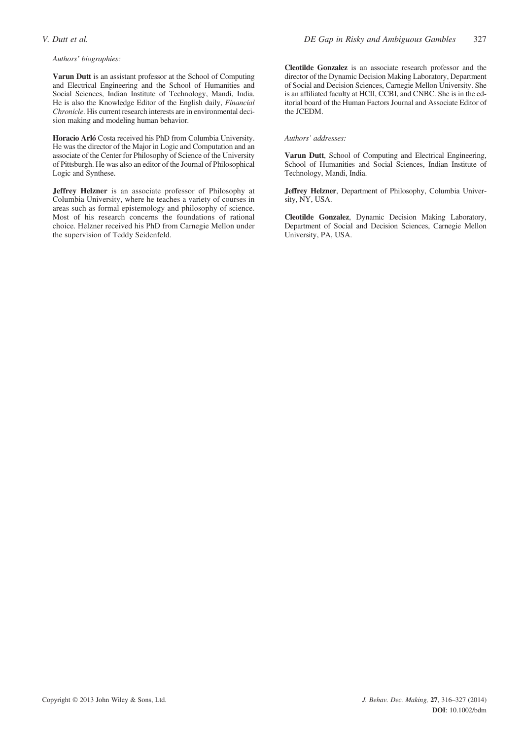*Authors' biographies:*

**Varun Dutt** is an assistant professor at the School of Computing and Electrical Engineering and the School of Humanities and Social Sciences, Indian Institute of Technology, Mandi, India. He is also the Knowledge Editor of the English daily, *Financial Chronicle*. His current research interests are in environmental decision making and modeling human behavior.

**Horacio Arló** Costa received his PhD from Columbia University. He was the director of the Major in Logic and Computation and an associate of the Center for Philosophy of Science of the University of Pittsburgh. He was also an editor of the Journal of Philosophical Logic and Synthese.

**Jeffrey Helzner** is an associate professor of Philosophy at Columbia University, where he teaches a variety of courses in areas such as formal epistemology and philosophy of science. Most of his research concerns the foundations of rational choice. Helzner received his PhD from Carnegie Mellon under the supervision of Teddy Seidenfeld.

**Cleotilde Gonzalez** is an associate research professor and the director of the Dynamic Decision Making Laboratory, Department of Social and Decision Sciences, Carnegie Mellon University. She is an affiliated faculty at HCII, CCBI, and CNBC. She is in the editorial board of the Human Factors Journal and Associate Editor of the JCEDM.

*Authors' addresses:*

**Varun Dutt**, School of Computing and Electrical Engineering, School of Humanities and Social Sciences, Indian Institute of Technology, Mandi, India.

**Jeffrey Helzner**, Department of Philosophy, Columbia University, NY, USA.

**Cleotilde Gonzalez**, Dynamic Decision Making Laboratory, Department of Social and Decision Sciences, Carnegie Mellon University, PA, USA.